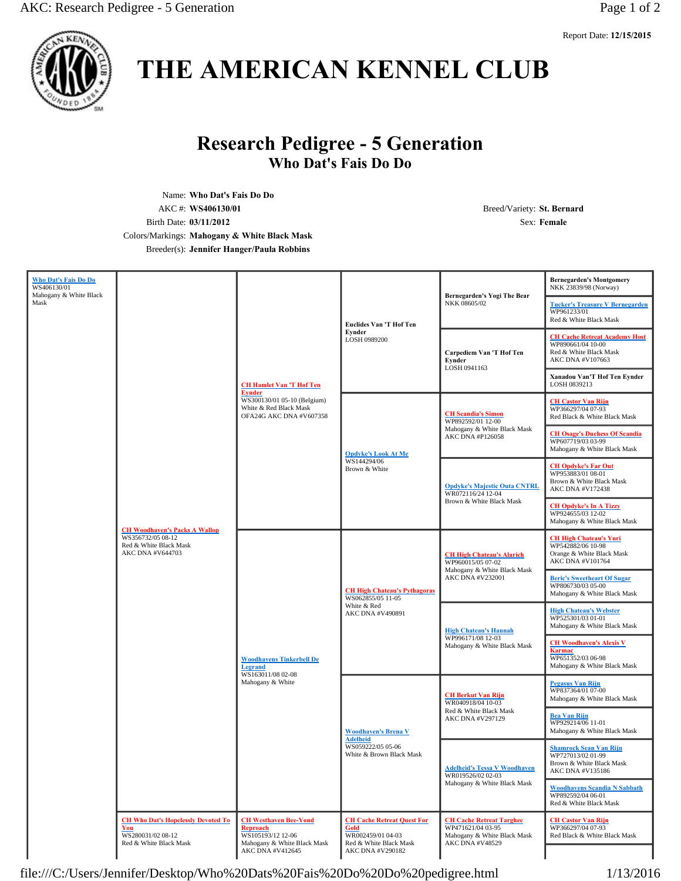# THE AMERICAN KENNEL CLUB

Report Date: **12/15/2015**

## Research Pedigree - 5 Generation

### Who Dat's Fais Do Do

Name: **Who Dat's Fais Do Do**
AKC #: **WS406130/01**
Birth Date: **03/11/2012**
Colors/Markings: **Mahogany & White Black Mask**
Breeder(s): **Jennifer Hanger/Paula Robbins**

Breed/Variety: **St. Bernard**
Sex: **Female**

| Dog | Generation 1 | Generation 2 | Generation 3 | Generation 4 | Generation 5 |
|---|---|---|---|---|---|
| Who Dat's Fais Do Do<br>WS406130/01<br>Mahogany & White Black Mask | CH Woodhaven's Packs A Wallop<br>WS356732/05 08-12<br>Red & White Black Mask<br>AKC DNA #V644703 | CH Hamlet Van 'T Hof Ten Eynder<br>WS300130/01 05-10 (Belgium)<br>White & Red Black Mask<br>OFA24G AKC DNA #V607358 | Euclides Van 'T Hof Ten Eynder<br>LOSH 0989200 | Bernegarden's Yogi The Bear<br>NKK 08605/02 | Bernegarden's Montgomery<br>NKK 23839/98 (Norway) |
| | | | | | Tucker's Treasure V Bernegarden<br>WP961233/01<br>Red & White Black Mask |
| | | | | Carpediem Van 'T Hof Ten Eynder<br>LOSH 0941163 | CH Cache Retreat Academy Host<br>WP890661/04 10-00<br>Red & White Black Mask<br>AKC DNA #V107663 |
| | | | | | Xanadou Van'T Hof Ten Eynder<br>LOSH 0839213 |
| | | | Opdyke's Look At Me<br>WS144294/06<br>Brown & White | CH Scandia's Simon<br>WP892592/01 12-00<br>Mahogany & White Black Mask<br>AKC DNA #P126058 | CH Castor Van Rijn<br>WP366297/04 07-93<br>Red Black & White Black Mask |
| | | | | | CH Osage's Duchess Of Scandia<br>WP607719/03 03-99<br>Mahogany & White Black Mask |
| | | | | Opdyke's Majestic Outa CNTRL<br>WR072116/24 12-04<br>Brown & White Black Mask | CH Opdyke's Far Out<br>WP953883/01 08-01<br>Brown & White Black Mask<br>AKC DNA #V172438 |
| | | | | | CH Opdyke's In A Tizzy<br>WP924655/03 12-02<br>Mahogany & White Black Mask |
| | | Woodhavens Tinkerbell De Legrand<br>WS163011/08 02-08<br>Mahogany & White | CH High Chateau's Pythagoras<br>WS062855/05 11-05<br>White & Red<br>AKC DNA #V490891 | CH High Chateau's Alarich<br>WP960015/05 07-02<br>Mahogany & White Black Mask<br>AKC DNA #V232001 | CH High Chateau's Yuri<br>WP542882/06 10-98<br>Orange & White Black Mask<br>AKC DNA #V101764 |
| | | | | | Beric's Sweetheart Of Sugar<br>WP806730/03 05-00<br>Mahogany & White Black Mask |
| | | | | High Chateau's Hannah<br>WP996171/08 12-03<br>Mahogany & White Black Mask | High Chateau's Webster<br>WP525301/03 01-01<br>Mahogany & White Black Mask |
| | | | | | CH Woodhaven's Alexis V Karmac<br>WP651352/03 06-98<br>Mahogany & White Black Mask |
| | | | Woodhaven's Brena V Adelheid<br>WS059222/05 05-06<br>White & Brown Black Mask | CH Berkut Van Rijn<br>WR040918/04 10-03<br>Red & White Black Mask<br>AKC DNA #V297129 | Pegasus Van Rijn<br>WP837364/01 07-00<br>Mahogany & White Black Mask |
| | | | | | Bea Van Rijn<br>WP929214/06 11-01<br>Mahogany & White Black Mask |
| | | | | Adelheid's Tessa V Woodhaven<br>WR019526/02 02-03<br>Mahogany & White Black Mask | Shamrock Sean Van Rijn<br>WP727013/02 01-99<br>Brown & White Black Mask<br>AKC DNA #V135186 |
| | | | | | Woodhavens Scandia N Sabbath<br>WP892592/04 06-01<br>Red & White Black Mask |
| | CH Who Dat's Hopelessly Devoted To You<br>WS280031/02 08-12<br>Red & White Black Mask | CH Westhaven Bee-Yond Reproach<br>WS105193/12 12-06<br>Mahogany & White Black Mask<br>AKC DNA #V412645 | CH Cache Retreat Quest For Gold<br>WR002459/01 04-03<br>Red & White Black Mask<br>AKC DNA #V290182 | CH Cache Retreat Targhee<br>WP471621/04 03-95<br>Mahogany & White Black Mask<br>AKC DNA #V48529 | CH Castor Van Rijn<br>WP366297/04 07-93<br>Red Black & White Black Mask |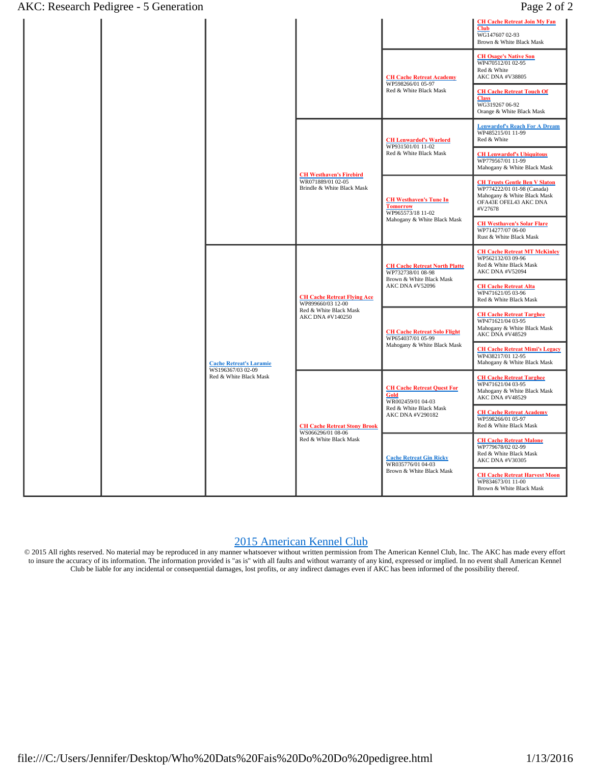| | | | | | |
|---|---|---|---|---|---|
| | | | | | CH Cache Retreat Join My Fan Club<br>WG147607 02-93<br>Brown & White Black Mask |
| | | | | CH Cache Retreat Academy<br>WP598266/01 05-97<br>Red & White Black Mask | CH Osage's Native Son<br>WP470512/01 02-95<br>Red & White<br>AKC DNA #V38805 |
| | | | | | CH Cache Retreat Touch Of Class<br>WG319267 06-92<br>Orange & White Black Mask |
| | | | CH Westhaven's Firebird<br>WR071889/01 02-05<br>Brindle & White Black Mask | CH Lenwardof's Warlord<br>WP931501/01 11-02<br>Red & White Black Mask | Lenwardof's Reach For A Dream<br>WP485215/01 11-99<br>Red & White |
| | | | | | CH Lenwardof's Ubiquitous<br>WP779567/01 11-99<br>Mahogany & White Black Mask |
| | | | | CH Westhaven's Tune In Tomorrow<br>WP965573/18 11-02<br>Mahogany & White Black Mask | CH Trusts Gentle Ben V Slaton<br>WP774222/01 01-98 (Canada)<br>Mahogany & White Black Mask<br>OFA43E OFEL43 AKC DNA #V27678 |
| | | | | | CH Westhaven's Solar Flare<br>WP714277/07 06-00<br>Rust & White Black Mask |
| | | Cache Retreat's Laramie<br>WS196367/03 02-09<br>Red & White Black Mask | CH Cache Retreat Flying Ace<br>WP899660/03 12-00<br>Red & White Black Mask<br>AKC DNA #V140250 | CH Cache Retreat North Platte<br>WP732738/01 08-98<br>Brown & White Black Mask<br>AKC DNA #V52096 | CH Cache Retreat MT McKinley<br>WP562132/03 09-96<br>Red & White Black Mask<br>AKC DNA #V52094 |
| | | | | | CH Cache Retreat Alta<br>WP471621/05 03-96<br>Red & White Black Mask |
| | | | | CH Cache Retreat Solo Flight<br>WP654037/01 05-99<br>Mahogany & White Black Mask | CH Cache Retreat Targhee<br>WP471621/04 03-95<br>Mahogany & White Black Mask<br>AKC DNA #V48529 |
| | | | | | CH Cache Retreat Mimi's Legacy<br>WP438217/01 12-95<br>Mahogany & White Black Mask |
| | | | CH Cache Retreat Stony Brook<br>WS066296/01 08-06<br>Red & White Black Mask | CH Cache Retreat Quest For Gold<br>WR002459/01 04-03<br>Red & White Black Mask<br>AKC DNA #V290182 | CH Cache Retreat Targhee<br>WP471621/04 03-95<br>Mahogany & White Black Mask<br>AKC DNA #V48529 |
| | | | | | CH Cache Retreat Academy<br>WP598266/01 05-97<br>Red & White Black Mask |
| | | | | Cache Retreat Gin Ricky<br>WR035776/01 04-03<br>Brown & White Black Mask | CH Cache Retreat Malone<br>WP779678/02 02-99<br>Red & White Black Mask<br>AKC DNA #V30305 |
| | | | | | CH Cache Retreat Harvest Moon<br>WP834673/01 11-00<br>Brown & White Black Mask |

2015 American Kennel Club

© 2015 All rights reserved. No material may be reproduced in any manner whatsoever without written permission from The American Kennel Club, Inc. The AKC has made every effort to insure the accuracy of its information. The information provided is "as is" with all faults and without warranty of any kind, expressed or implied. In no event shall American Kennel Club be liable for any incidental or consequential damages, lost profits, or any indirect damages even if AKC has been informed of the possibility thereof.